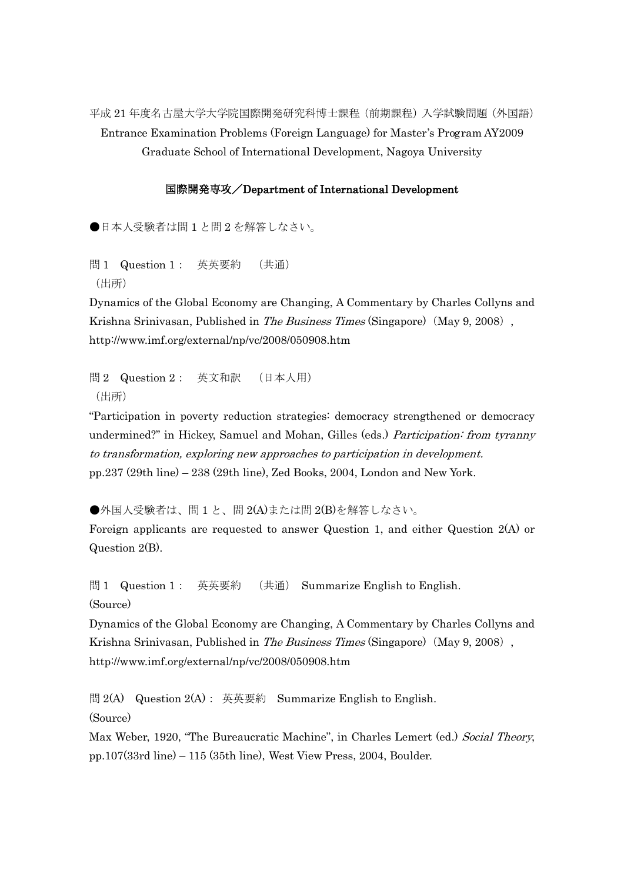平成 21 年度名古屋大学大学院国際開発研究科博士課程（前期課程）入学試験問題（外国語）
Entrance Examination Problems (Foreign Language) for Master's Program AY2009
Graduate School of International Development, Nagoya University

**国際開発専攻／Department of International Development**

●日本人受験者は問 1 と問 2 を解答しなさい。

問 1　Question 1：　英英要約　（共通）
（出所）
Dynamics of the Global Economy are Changing, A Commentary by Charles Collyns and Krishna Srinivasan, Published in *The Business Times* (Singapore)（May 9, 2008）, http://www.imf.org/external/np/vc/2008/050908.htm

問 2　Question 2：　英文和訳　（日本人用）
（出所）
"Participation in poverty reduction strategies: democracy strengthened or democracy undermined?" in Hickey, Samuel and Mohan, Gilles (eds.) *Participation: from tyranny to transformation, exploring new approaches to participation in development.* pp.237 (29th line) – 238 (29th line), Zed Books, 2004, London and New York.

●外国人受験者は、問 1 と、問 2(A)または問 2(B)を解答しなさい。
Foreign applicants are requested to answer Question 1, and either Question 2(A) or Question 2(B).

問 1　Question 1：　英英要約　（共通）　Summarize English to English.
(Source)
Dynamics of the Global Economy are Changing, A Commentary by Charles Collyns and Krishna Srinivasan, Published in *The Business Times* (Singapore)（May 9, 2008）, http://www.imf.org/external/np/vc/2008/050908.htm

問 2(A)　Question 2(A)：英英要約　Summarize English to English.
(Source)
Max Weber, 1920, "The Bureaucratic Machine", in Charles Lemert (ed.) *Social Theory*, pp.107(33rd line) – 115 (35th line), West View Press, 2004, Boulder.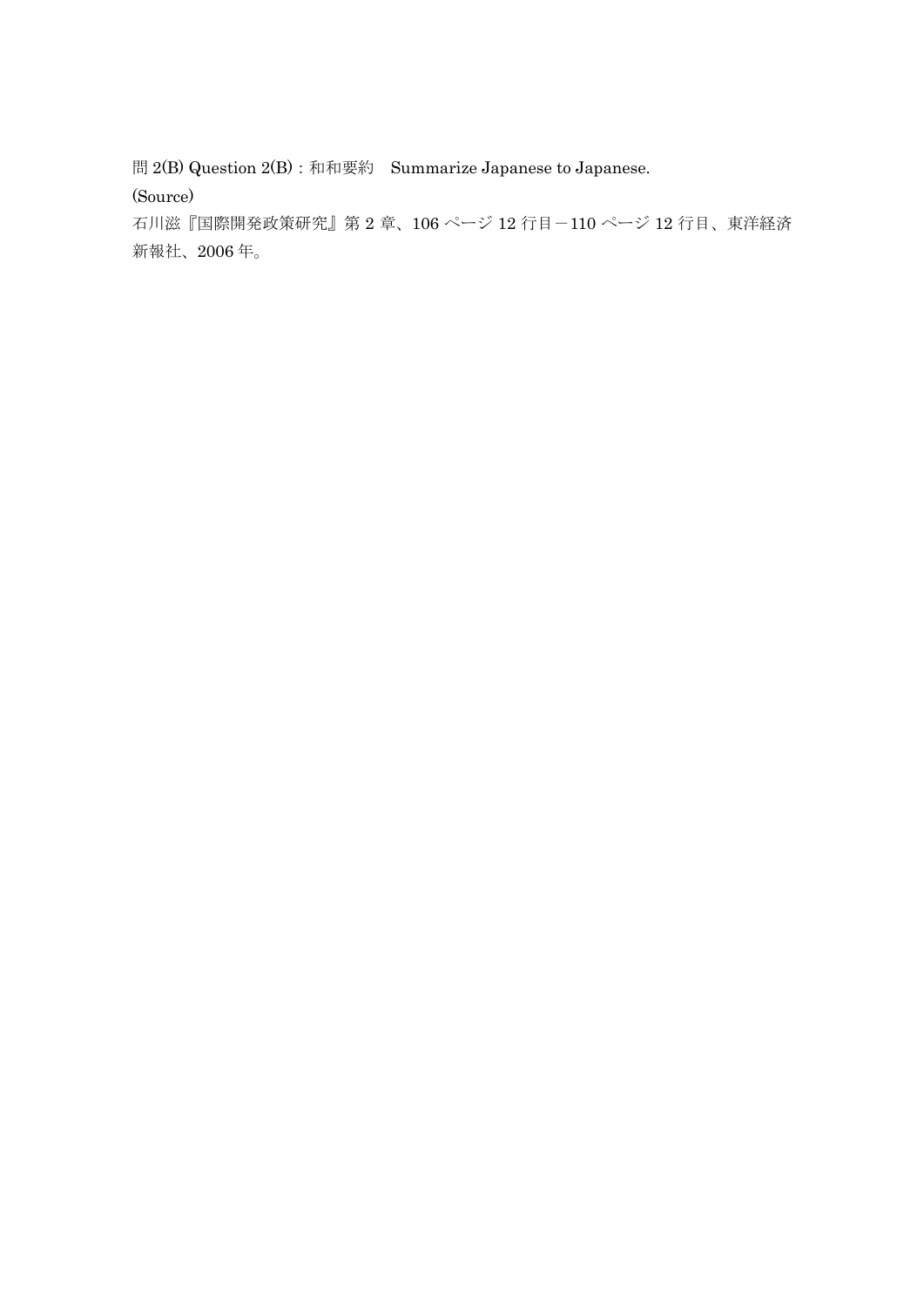問 2(B) Question 2(B)：和和要約　Summarize Japanese to Japanese.

(Source)

石川滋『国際開発政策研究』第 2 章、106 ページ 12 行目－110 ページ 12 行目、東洋経済新報社、2006 年。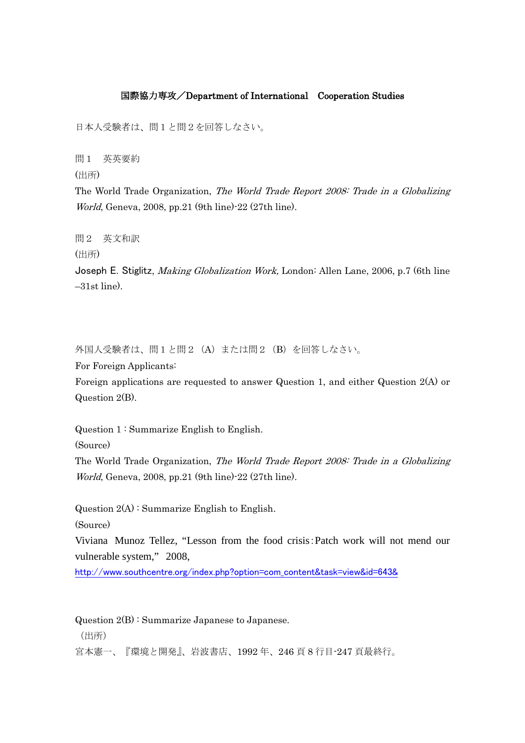## 国際協力専攻／Department of International　Cooperation Studies

日本人受験者は、問１と問２を回答しなさい。

問１　英英要約

(出所)

The World Trade Organization, *The World Trade Report 2008: Trade in a Globalizing World*, Geneva, 2008, pp.21 (9th line)-22 (27th line).

問２　英文和訳

(出所)

Joseph E. Stiglitz, *Making Globalization Work,* London: Allen Lane, 2006, p.7 (6th line –31st line).

外国人受験者は、問１と問２（A）または問２（B）を回答しなさい。

For Foreign Applicants:

Foreign applications are requested to answer Question 1, and either Question 2(A) or Question 2(B).

Question 1 : Summarize English to English.

(Source)

The World Trade Organization, *The World Trade Report 2008: Trade in a Globalizing World*, Geneva, 2008, pp.21 (9th line)-22 (27th line).

Question 2(A) : Summarize English to English.

(Source)

Viviana Munoz Tellez, "Lesson from the food crisis : Patch work will not mend our vulnerable system," 2008,

http://www.southcentre.org/index.php?option=com_content&task=view&id=643&

Question 2(B) : Summarize Japanese to Japanese.

（出所）

宮本憲一、『環境と開発』、岩波書店、1992 年、246 頁 8 行目-247 頁最終行。